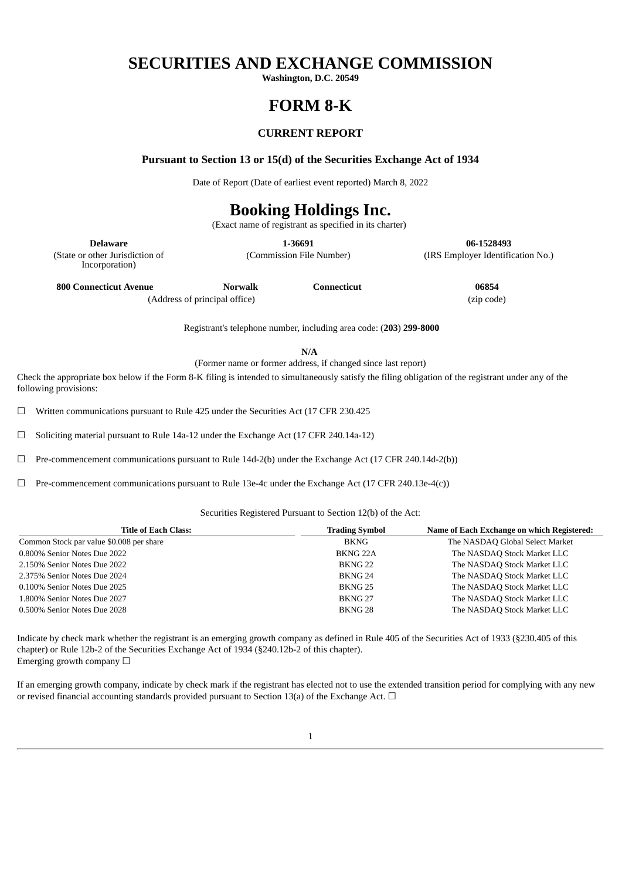# SECURITIES AND EXCHANGE COMMISSION

**Washington, D.C. 20549**

# FORM 8-K

## CURRENT REPORT

### Pursuant to Section 13 or 15(d) of the Securities Exchange Act of 1934

Date of Report (Date of earliest event reported) March 8, 2022

# Booking Holdings Inc.

(Exact name of registrant as specified in its charter)

| **Delaware** | **1-36691** | **06-1528493** |
|---|---|---|
| (State or other Jurisdiction of Incorporation) | (Commission File Number) | (IRS Employer Identification No.) |

| **800 Connecticut Avenue** | **Norwalk** | **Connecticut** | **06854** |
|---|---|---|---|
| (Address of principal office) | | | (zip code) |

Registrant's telephone number, including area code: (**203**) **299-8000**

**N/A**

(Former name or former address, if changed since last report)

Check the appropriate box below if the Form 8-K filing is intended to simultaneously satisfy the filing obligation of the registrant under any of the following provisions:

☐ Written communications pursuant to Rule 425 under the Securities Act (17 CFR 230.425

☐ Soliciting material pursuant to Rule 14a-12 under the Exchange Act (17 CFR 240.14a-12)

☐ Pre-commencement communications pursuant to Rule 14d-2(b) under the Exchange Act (17 CFR 240.14d-2(b))

☐ Pre-commencement communications pursuant to Rule 13e-4c under the Exchange Act (17 CFR 240.13e-4(c))

Securities Registered Pursuant to Section 12(b) of the Act:

| Title of Each Class: | Trading Symbol | Name of Each Exchange on which Registered: |
|---|---|---|
| Common Stock par value $0.008 per share | BKNG | The NASDAQ Global Select Market |
| 0.800% Senior Notes Due 2022 | BKNG 22A | The NASDAQ Stock Market LLC |
| 2.150% Senior Notes Due 2022 | BKNG 22 | The NASDAQ Stock Market LLC |
| 2.375% Senior Notes Due 2024 | BKNG 24 | The NASDAQ Stock Market LLC |
| 0.100% Senior Notes Due 2025 | BKNG 25 | The NASDAQ Stock Market LLC |
| 1.800% Senior Notes Due 2027 | BKNG 27 | The NASDAQ Stock Market LLC |
| 0.500% Senior Notes Due 2028 | BKNG 28 | The NASDAQ Stock Market LLC |

Indicate by check mark whether the registrant is an emerging growth company as defined in Rule 405 of the Securities Act of 1933 (§230.405 of this chapter) or Rule 12b-2 of the Securities Exchange Act of 1934 (§240.12b-2 of this chapter).
Emerging growth company ☐

If an emerging growth company, indicate by check mark if the registrant has elected not to use the extended transition period for complying with any new or revised financial accounting standards provided pursuant to Section 13(a) of the Exchange Act. ☐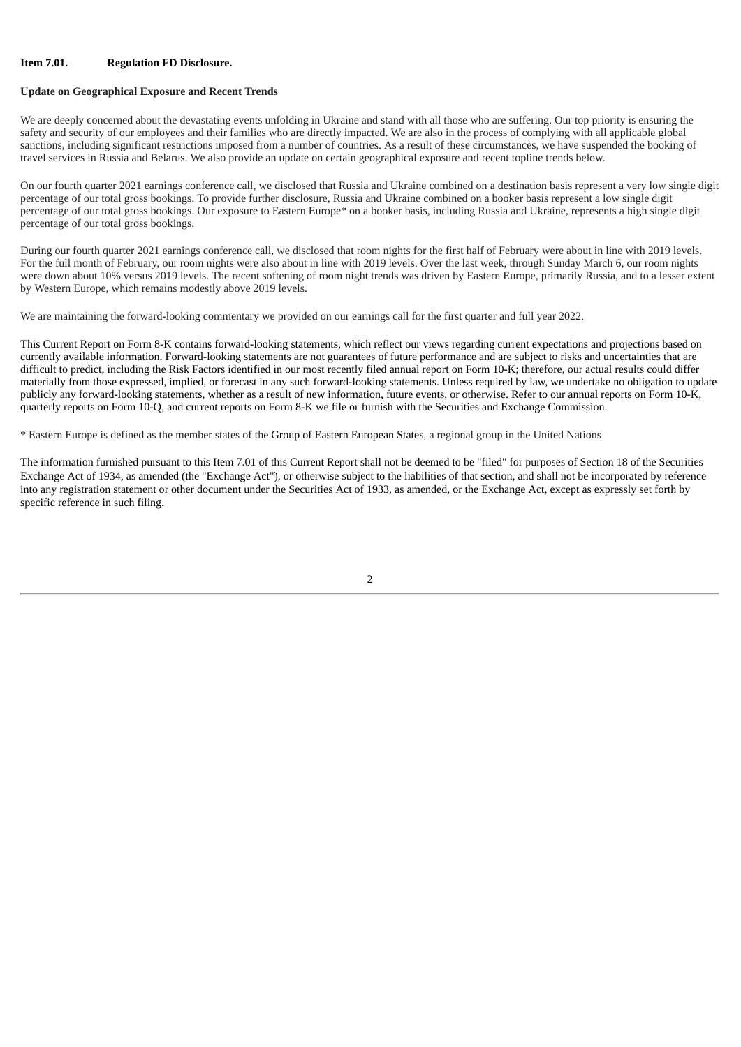**Item 7.01. Regulation FD Disclosure.**

**Update on Geographical Exposure and Recent Trends**

We are deeply concerned about the devastating events unfolding in Ukraine and stand with all those who are suffering. Our top priority is ensuring the safety and security of our employees and their families who are directly impacted. We are also in the process of complying with all applicable global sanctions, including significant restrictions imposed from a number of countries. As a result of these circumstances, we have suspended the booking of travel services in Russia and Belarus. We also provide an update on certain geographical exposure and recent topline trends below.

On our fourth quarter 2021 earnings conference call, we disclosed that Russia and Ukraine combined on a destination basis represent a very low single digit percentage of our total gross bookings. To provide further disclosure, Russia and Ukraine combined on a booker basis represent a low single digit percentage of our total gross bookings. Our exposure to Eastern Europe* on a booker basis, including Russia and Ukraine, represents a high single digit percentage of our total gross bookings.

During our fourth quarter 2021 earnings conference call, we disclosed that room nights for the first half of February were about in line with 2019 levels. For the full month of February, our room nights were also about in line with 2019 levels. Over the last week, through Sunday March 6, our room nights were down about 10% versus 2019 levels. The recent softening of room night trends was driven by Eastern Europe, primarily Russia, and to a lesser extent by Western Europe, which remains modestly above 2019 levels.

We are maintaining the forward-looking commentary we provided on our earnings call for the first quarter and full year 2022.

This Current Report on Form 8-K contains forward-looking statements, which reflect our views regarding current expectations and projections based on currently available information. Forward-looking statements are not guarantees of future performance and are subject to risks and uncertainties that are difficult to predict, including the Risk Factors identified in our most recently filed annual report on Form 10-K; therefore, our actual results could differ materially from those expressed, implied, or forecast in any such forward-looking statements. Unless required by law, we undertake no obligation to update publicly any forward-looking statements, whether as a result of new information, future events, or otherwise. Refer to our annual reports on Form 10-K, quarterly reports on Form 10-Q, and current reports on Form 8-K we file or furnish with the Securities and Exchange Commission.

* Eastern Europe is defined as the member states of the Group of Eastern European States, a regional group in the United Nations

The information furnished pursuant to this Item 7.01 of this Current Report shall not be deemed to be "filed" for purposes of Section 18 of the Securities Exchange Act of 1934, as amended (the "Exchange Act"), or otherwise subject to the liabilities of that section, and shall not be incorporated by reference into any registration statement or other document under the Securities Act of 1933, as amended, or the Exchange Act, except as expressly set forth by specific reference in such filing.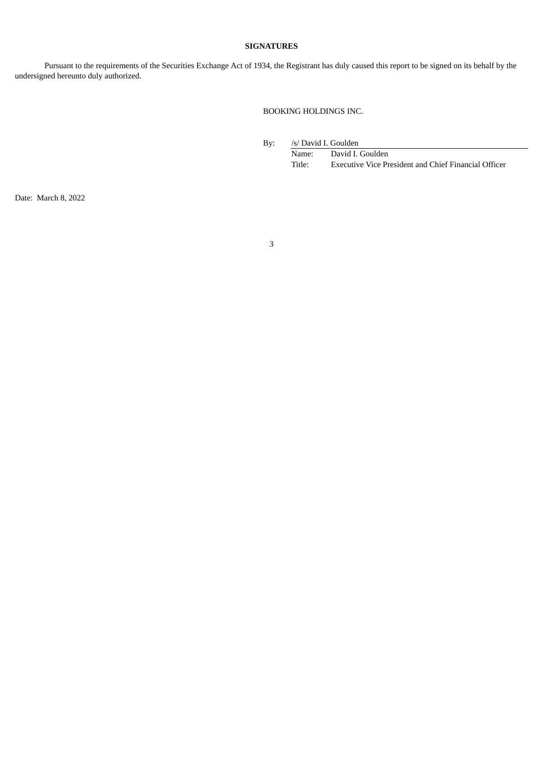**SIGNATURES**

Pursuant to the requirements of the Securities Exchange Act of 1934, the Registrant has duly caused this report to be signed on its behalf by the undersigned hereunto duly authorized.

BOOKING HOLDINGS INC.

By: /s/ David I. Goulden

Name: David I. Goulden

Title: Executive Vice President and Chief Financial Officer

Date: March 8, 2022